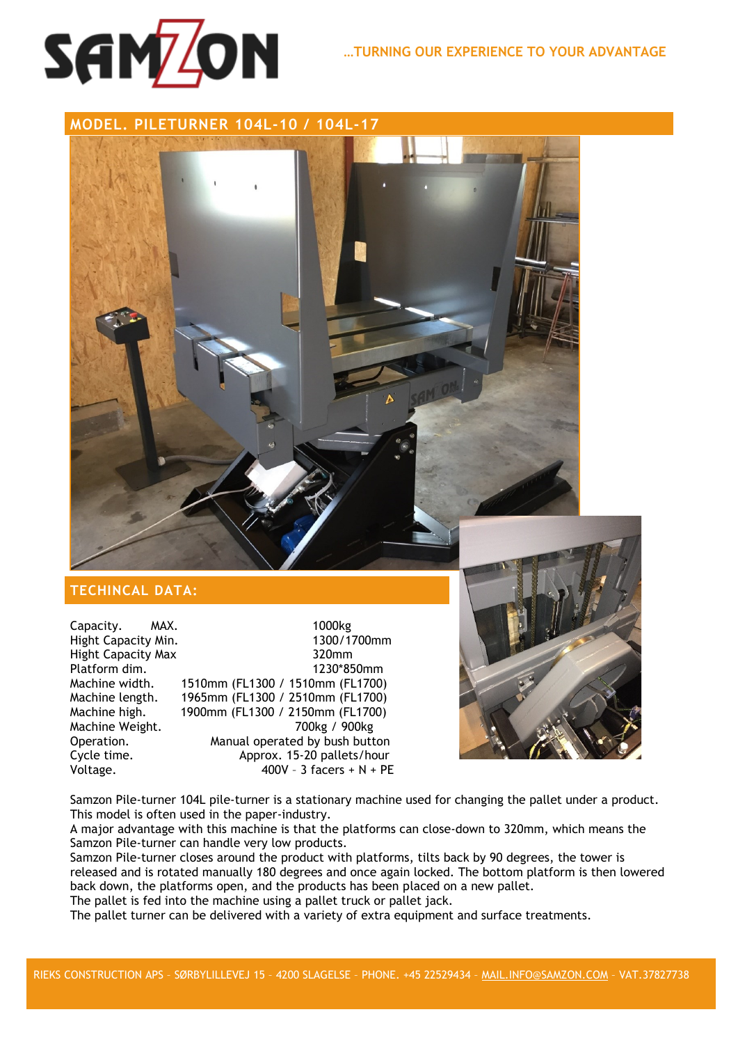# SAMZON

…TURNING OUR EXPERIENCE TO YOUR ADVANTAGE

## MODEL. PILETURNER 104L-10 / 104L-17

## TECHINCAL DATA:

| | |
|---|---|
| Capacity. MAX. | 1000kg |
| Hight Capacity Min. | 1300/1700mm |
| Hight Capacity Max | 320mm |
| Platform dim. | 1230*850mm |
| Machine width. | 1510mm (FL1300 / 1510mm (FL1700) |
| Machine length. | 1965mm (FL1300 / 2510mm (FL1700) |
| Machine high. | 1900mm (FL1300 / 2150mm (FL1700) |
| Machine Weight. | 700kg / 900kg |
| Operation. | Manual operated by bush button |
| Cycle time. | Approx. 15-20 pallets/hour |
| Voltage. | 400V – 3 facers + N + PE |

Samzon Pile-turner 104L pile-turner is a stationary machine used for changing the pallet under a product. This model is often used in the paper-industry.

A major advantage with this machine is that the platforms can close-down to 320mm, which means the Samzon Pile-turner can handle very low products.

Samzon Pile-turner closes around the product with platforms, tilts back by 90 degrees, the tower is released and is rotated manually 180 degrees and once again locked. The bottom platform is then lowered back down, the platforms open, and the products has been placed on a new pallet.

The pallet is fed into the machine using a pallet truck or pallet jack.

The pallet turner can be delivered with a variety of extra equipment and surface treatments.

RIEKS CONSTRUCTION APS – SØRBYLILLEVEJ 15 – 4200 SLAGELSE – PHONE. +45 22529434 – MAIL.INFO@SAMZON.COM – VAT.37827738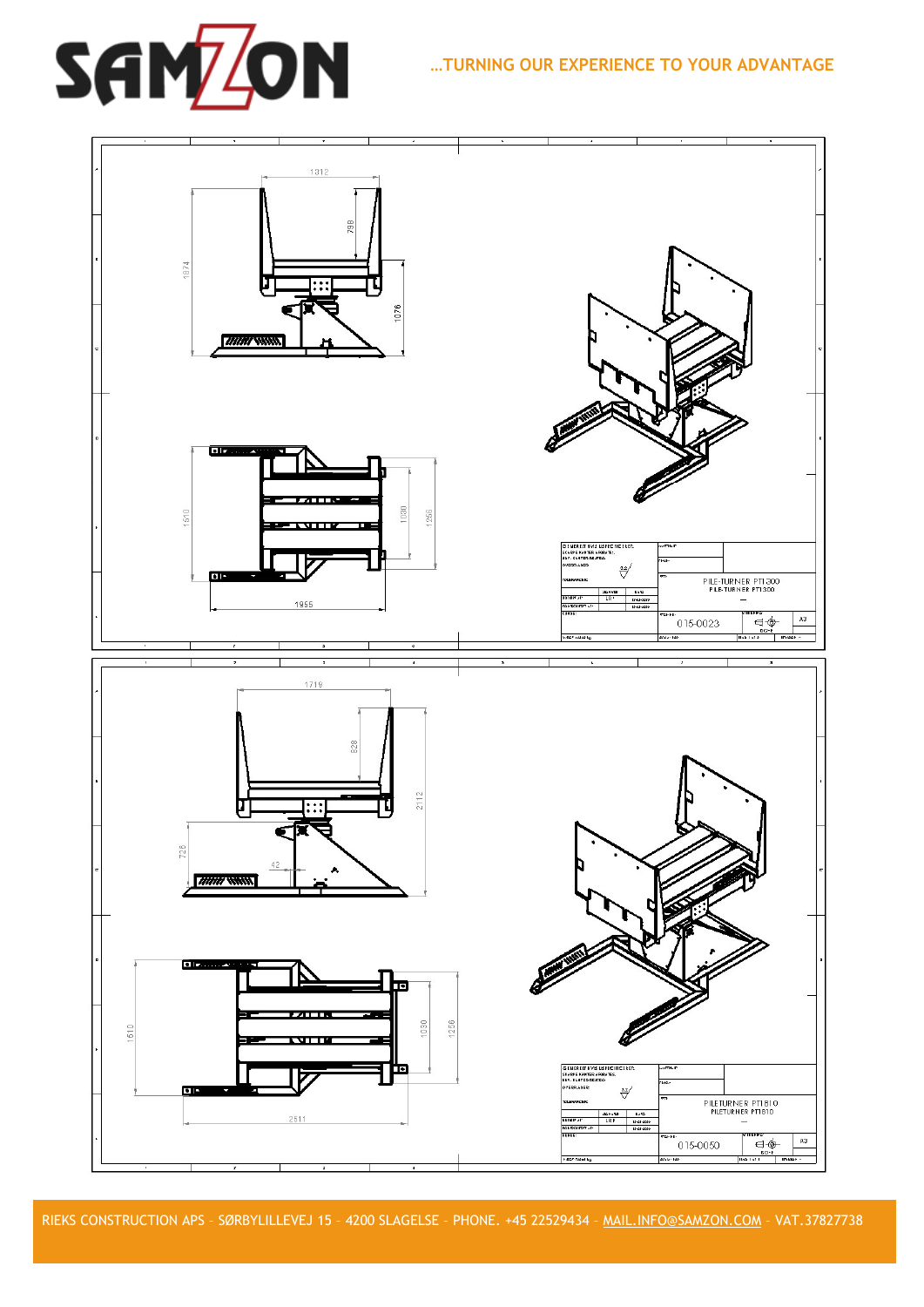# SAMZON

**...TURNING OUR EXPERIENCE TO YOUR ADVANTAGE**

1312

798

1874

1076

1610

1030

1256

1955

PILE-TURNER PT1300

PILE-TURNER PT1300

015-0023

A3

1719

828

2112

726

42

1610

1030

1256

2511

PILETURNER PT1810

PILETURNER PT1810

015-0050

A3

RIEKS CONSTRUCTION APS – SØRBYLILLEVEJ 15 – 4200 SLAGELSE – PHONE. +45 22529434 – MAIL.INFO@SAMZON.COM – VAT.37827738